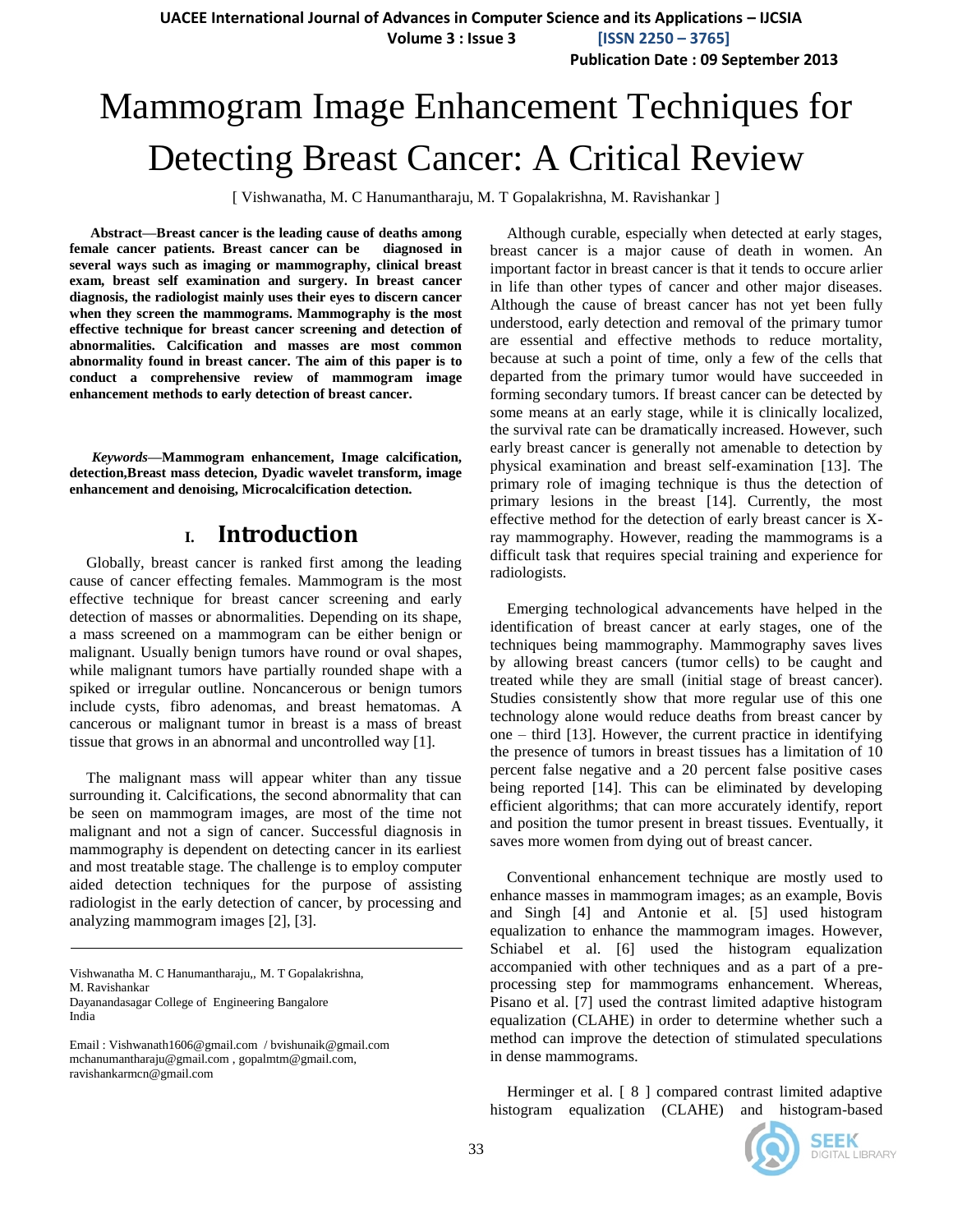# Mammogram Image Enhancement Techniques for Detecting Breast Cancer: A Critical Review

[ Vishwanatha, M. C Hanumantharaju, M. T Gopalakrishna, M. Ravishankar ]

**Abstract—Breast cancer is the leading cause of deaths among female cancer patients. Breast cancer can be diagnosed in several ways such as imaging or mammography, clinical breast exam, breast self examination and surgery. In breast cancer diagnosis, the radiologist mainly uses their eyes to discern cancer when they screen the mammograms. Mammography is the most effective technique for breast cancer screening and detection of abnormalities. Calcification and masses are most common abnormality found in breast cancer. The aim of this paper is to conduct a comprehensive review of mammogram image enhancement methods to early detection of breast cancer.**

***Keywords*—Mammogram enhancement, Image calcification, detection,Breast mass detecion, Dyadic wavelet transform, image enhancement and denoising, Microcalcification detection.**

## I. Introduction

Globally, breast cancer is ranked first among the leading cause of cancer effecting females. Mammogram is the most effective technique for breast cancer screening and early detection of masses or abnormalities. Depending on its shape, a mass screened on a mammogram can be either benign or malignant. Usually benign tumors have round or oval shapes, while malignant tumors have partially rounded shape with a spiked or irregular outline. Noncancerous or benign tumors include cysts, fibro adenomas, and breast hematomas. A cancerous or malignant tumor in breast is a mass of breast tissue that grows in an abnormal and uncontrolled way [1].

The malignant mass will appear whiter than any tissue surrounding it. Calcifications, the second abnormality that can be seen on mammogram images, are most of the time not malignant and not a sign of cancer. Successful diagnosis in mammography is dependent on detecting cancer in its earliest and most treatable stage. The challenge is to employ computer aided detection techniques for the purpose of assisting radiologist in the early detection of cancer, by processing and analyzing mammogram images [2], [3].

Vishwanatha M. C Hanumantharaju,, M. T Gopalakrishna, M. Ravishankar
Dayanandasagar College of Engineering Bangalore
India

Email : Vishwanath1606@gmail.com / bvishunaik@gmail.com
mchanumantharaju@gmail.com , gopalmtm@gmail.com, ravishankarmcn@gmail.com

Although curable, especially when detected at early stages, breast cancer is a major cause of death in women. An important factor in breast cancer is that it tends to occure arlier in life than other types of cancer and other major diseases. Although the cause of breast cancer has not yet been fully understood, early detection and removal of the primary tumor are essential and effective methods to reduce mortality, because at such a point of time, only a few of the cells that departed from the primary tumor would have succeeded in forming secondary tumors. If breast cancer can be detected by some means at an early stage, while it is clinically localized, the survival rate can be dramatically increased. However, such early breast cancer is generally not amenable to detection by physical examination and breast self-examination [13]. The primary role of imaging technique is thus the detection of primary lesions in the breast [14]. Currently, the most effective method for the detection of early breast cancer is X-ray mammography. However, reading the mammograms is a difficult task that requires special training and experience for radiologists.

Emerging technological advancements have helped in the identification of breast cancer at early stages, one of the techniques being mammography. Mammography saves lives by allowing breast cancers (tumor cells) to be caught and treated while they are small (initial stage of breast cancer). Studies consistently show that more regular use of this one technology alone would reduce deaths from breast cancer by one – third [13]. However, the current practice in identifying the presence of tumors in breast tissues has a limitation of 10 percent false negative and a 20 percent false positive cases being reported [14]. This can be eliminated by developing efficient algorithms; that can more accurately identify, report and position the tumor present in breast tissues. Eventually, it saves more women from dying out of breast cancer.

Conventional enhancement technique are mostly used to enhance masses in mammogram images; as an example, Bovis and Singh [4] and Antonie et al. [5] used histogram equalization to enhance the mammogram images. However, Schiabel et al. [6] used the histogram equalization accompanied with other techniques and as a part of a pre-processing step for mammograms enhancement. Whereas, Pisano et al. [7] used the contrast limited adaptive histogram equalization (CLAHE) in order to determine whether such a method can improve the detection of stimulated speculations in dense mammograms.

Herminger et al. [ 8 ] compared contrast limited adaptive histogram equalization (CLAHE) and histogram-based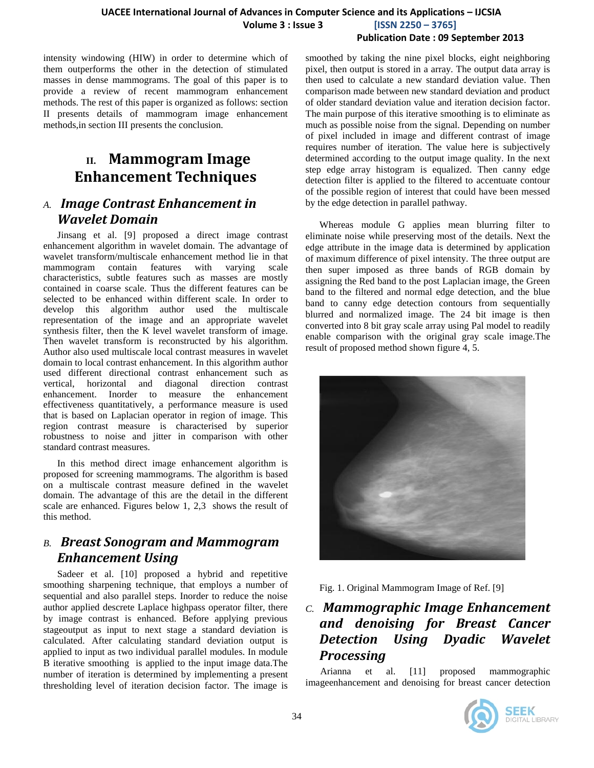intensity windowing (HIW) in order to determine which of them outperforms the other in the detection of stimulated masses in dense mammograms. The goal of this paper is to provide a review of recent mammogram enhancement methods. The rest of this paper is organized as follows: section II presents details of mammogram image enhancement methods,in section III presents the conclusion.

## II. Mammogram Image Enhancement Techniques

### A. *Image Contrast Enhancement in Wavelet Domain*

Jinsang et al. [9] proposed a direct image contrast enhancement algorithm in wavelet domain. The advantage of wavelet transform/multiscale enhancement method lie in that mammogram contain features with varying scale characteristics, subtle features such as masses are mostly contained in coarse scale. Thus the different features can be selected to be enhanced within different scale. In order to develop this algorithm author used the multiscale representation of the image and an appropriate wavelet synthesis filter, then the K level wavelet transform of image. Then wavelet transform is reconstructed by his algorithm. Author also used multiscale local contrast measures in wavelet domain to local contrast enhancement. In this algorithm author used different directional contrast enhancement such as vertical, horizontal and diagonal direction contrast enhancement. Inorder to measure the enhancement effectiveness quantitatively, a performance measure is used that is based on Laplacian operator in region of image. This region contrast measure is characterised by superior robustness to noise and jitter in comparison with other standard contrast measures.

In this method direct image enhancement algorithm is proposed for screening mammograms. The algorithm is based on a multiscale contrast measure defined in the wavelet domain. The advantage of this are the detail in the different scale are enhanced. Figures below 1, 2,3 shows the result of this method.

### B. *Breast Sonogram and Mammogram Enhancement Using*

Sadeer et al. [10] proposed a hybrid and repetitive smoothing sharpening technique, that employs a number of sequential and also parallel steps. Inorder to reduce the noise author applied descrete Laplace highpass operator filter, there by image contrast is enhanced. Before applying previous stageoutput as input to next stage a standard deviation is calculated. After calculating standard deviation output is applied to input as two individual parallel modules. In module B iterative smoothing is applied to the input image data.The number of iteration is determined by implementing a present thresholding level of iteration decision factor. The image is smoothed by taking the nine pixel blocks, eight neighboring pixel, then output is stored in a array. The output data array is then used to calculate a new standard deviation value. Then comparison made between new standard deviation and product of older standard deviation value and iteration decision factor. The main purpose of this iterative smoothing is to eliminate as much as possible noise from the signal. Depending on number of pixel included in image and different contrast of image requires number of iteration. The value here is subjectively determined according to the output image quality. In the next step edge array histogram is equalized. Then canny edge detection filter is applied to the filtered to accentuate contour of the possible region of interest that could have been messed by the edge detection in parallel pathway.

Whereas module G applies mean blurring filter to eliminate noise while preserving most of the details. Next the edge attribute in the image data is determined by application of maximum difference of pixel intensity. The three output are then super imposed as three bands of RGB domain by assigning the Red band to the post Laplacian image, the Green band to the filtered and normal edge detection, and the blue band to canny edge detection contours from sequentially blurred and normalized image. The 24 bit image is then converted into 8 bit gray scale array using Pal model to readily enable comparison with the original gray scale image.The result of proposed method shown figure 4, 5.

Fig. 1. Original Mammogram Image of Ref. [9]

### C. *Mammographic Image Enhancement and denoising for Breast Cancer Detection Using Dyadic Wavelet Processing*

Arianna et al. [11] proposed mammographic imageenhancement and denoising for breast cancer detection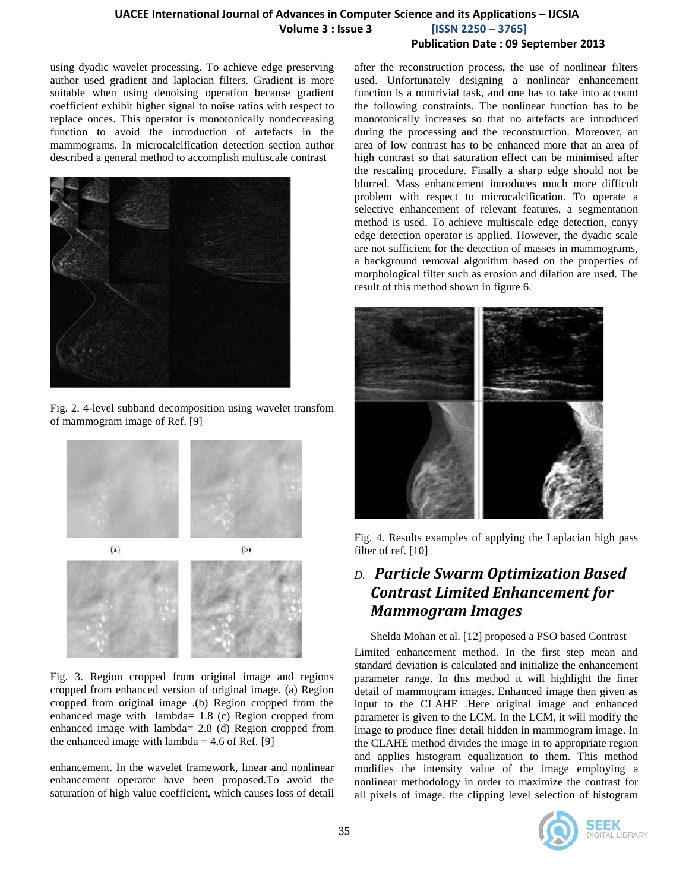using dyadic wavelet processing. To achieve edge preserving author used gradient and laplacian filters. Gradient is more suitable when using denoising operation because gradient coefficient exhibit higher signal to noise ratios with respect to replace onces. This operator is monotonically nondecreasing function to avoid the introduction of artefacts in the mammograms. In microcalcification detection section author described a general method to accomplish multiscale contrast

Fig. 2. 4-level subband decomposition using wavelet transfom of mammogram image of Ref. [9]

Fig. 3. Region cropped from original image and regions cropped from enhanced version of original image. (a) Region cropped from original image .(b) Region cropped from the enhanced mage with lambda= 1.8 (c) Region cropped from enhanced image with lambda= 2.8 (d) Region cropped from the enhanced image with lambda = 4.6 of Ref. [9]

enhancement. In the wavelet framework, linear and nonlinear enhancement operator have been proposed.To avoid the saturation of high value coefficient, which causes loss of detail after the reconstruction process, the use of nonlinear filters used. Unfortunately designing a nonlinear enhancement function is a nontrivial task, and one has to take into account the following constraints. The nonlinear function has to be monotonically increases so that no artefacts are introduced during the processing and the reconstruction. Moreover, an area of low contrast has to be enhanced more that an area of high contrast so that saturation effect can be minimised after the rescaling procedure. Finally a sharp edge should not be blurred. Mass enhancement introduces much more difficult problem with respect to microcalcification. To operate a selective enhancement of relevant features, a segmentation method is used. To achieve multiscale edge detection, canyy edge detection operator is applied. However, the dyadic scale are not sufficient for the detection of masses in mammograms, a background removal algorithm based on the properties of morphological filter such as erosion and dilation are used. The result of this method shown in figure 6.

Fig. 4. Results examples of applying the Laplacian high pass filter of ref. [10]

### *D. Particle Swarm Optimization Based Contrast Limited Enhancement for Mammogram Images*

Shelda Mohan et al. [12] proposed a PSO based Contrast Limited enhancement method. In the first step mean and standard deviation is calculated and initialize the enhancement parameter range. In this method it will highlight the finer detail of mammogram images. Enhanced image then given as input to the CLAHE .Here original image and enhanced parameter is given to the LCM. In the LCM, it will modify the image to produce finer detail hidden in mammogram image. In the CLAHE method divides the image in to appropriate region and applies histogram equalization to them. This method modifies the intensity value of the image employing a nonlinear methodology in order to maximize the contrast for all pixels of image. the clipping level selection of histogram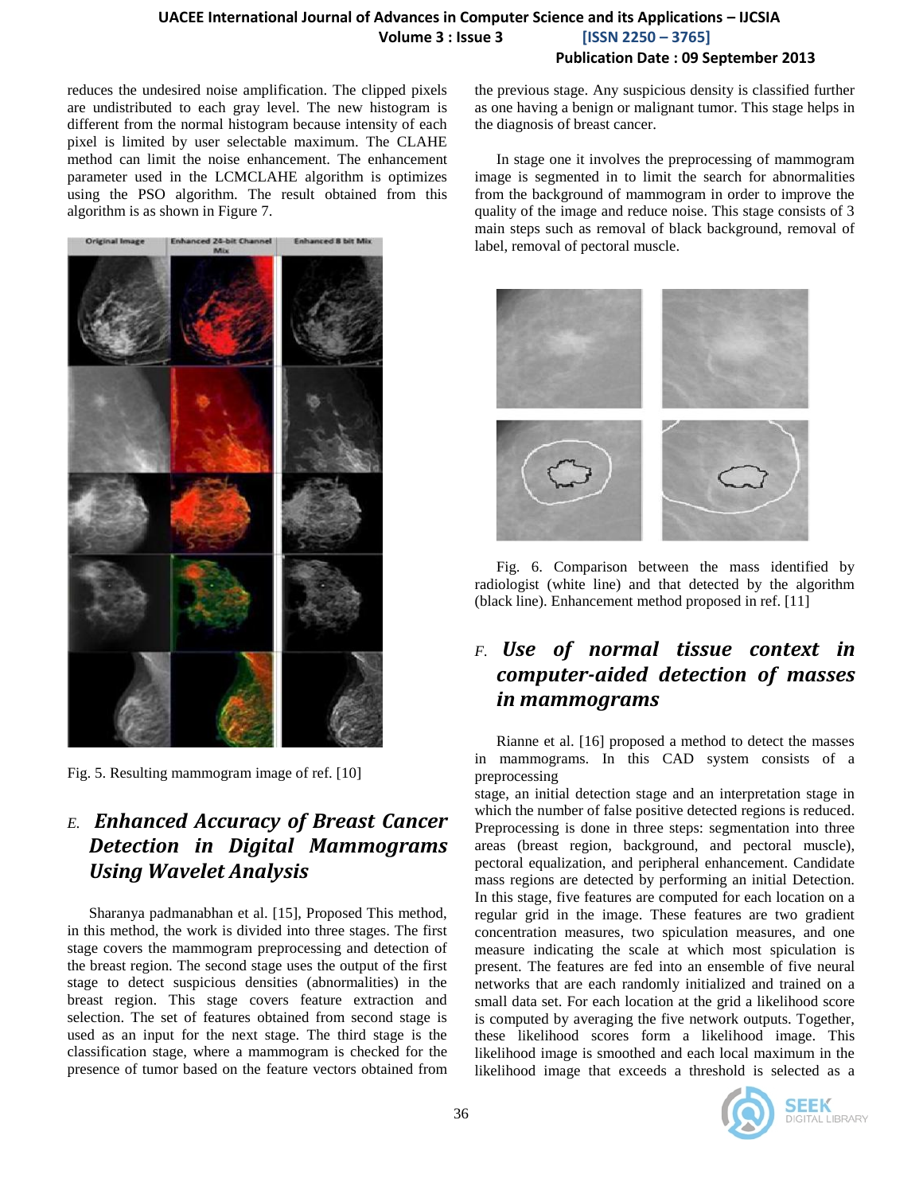reduces the undesired noise amplification. The clipped pixels are undistributed to each gray level. The new histogram is different from the normal histogram because intensity of each pixel is limited by user selectable maximum. The CLAHE method can limit the noise enhancement. The enhancement parameter used in the LCMCLAHE algorithm is optimizes using the PSO algorithm. The result obtained from this algorithm is as shown in Figure 7.

Fig. 5. Resulting mammogram image of ref. [10]

### E. *Enhanced Accuracy of Breast Cancer Detection in Digital Mammograms Using Wavelet Analysis*

Sharanya padmanabhan et al. [15], Proposed This method, in this method, the work is divided into three stages. The first stage covers the mammogram preprocessing and detection of the breast region. The second stage uses the output of the first stage to detect suspicious densities (abnormalities) in the breast region. This stage covers feature extraction and selection. The set of features obtained from second stage is used as an input for the next stage. The third stage is the classification stage, where a mammogram is checked for the presence of tumor based on the feature vectors obtained from the previous stage. Any suspicious density is classified further as one having a benign or malignant tumor. This stage helps in the diagnosis of breast cancer.

In stage one it involves the preprocessing of mammogram image is segmented in to limit the search for abnormalities from the background of mammogram in order to improve the quality of the image and reduce noise. This stage consists of 3 main steps such as removal of black background, removal of label, removal of pectoral muscle.

Fig. 6. Comparison between the mass identified by radiologist (white line) and that detected by the algorithm (black line). Enhancement method proposed in ref. [11]

### F. *Use of normal tissue context in computer-aided detection of masses in mammograms*

Rianne et al. [16] proposed a method to detect the masses in mammograms. In this CAD system consists of a preprocessing stage, an initial detection stage and an interpretation stage in which the number of false positive detected regions is reduced. Preprocessing is done in three steps: segmentation into three areas (breast region, background, and pectoral muscle), pectoral equalization, and peripheral enhancement. Candidate mass regions are detected by performing an initial Detection. In this stage, five features are computed for each location on a regular grid in the image. These features are two gradient concentration measures, two spiculation measures, and one measure indicating the scale at which most spiculation is present. The features are fed into an ensemble of five neural networks that are each randomly initialized and trained on a small data set. For each location at the grid a likelihood score is computed by averaging the five network outputs. Together, these likelihood scores form a likelihood image. This likelihood image is smoothed and each local maximum in the likelihood image that exceeds a threshold is selected as a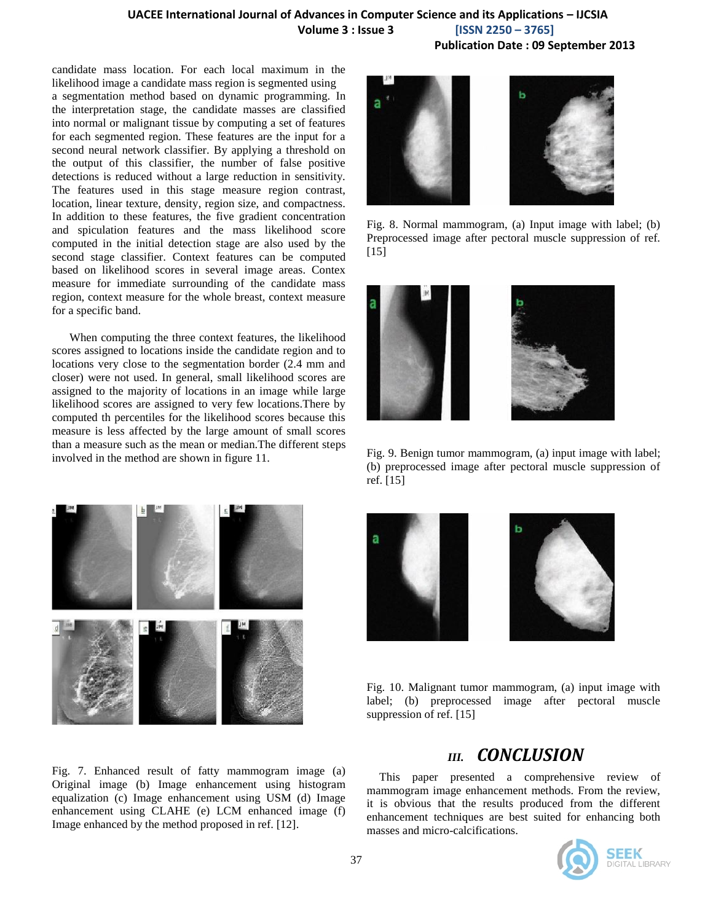candidate mass location. For each local maximum in the likelihood image a candidate mass region is segmented using a segmentation method based on dynamic programming. In the interpretation stage, the candidate masses are classified into normal or malignant tissue by computing a set of features for each segmented region. These features are the input for a second neural network classifier. By applying a threshold on the output of this classifier, the number of false positive detections is reduced without a large reduction in sensitivity. The features used in this stage measure region contrast, location, linear texture, density, region size, and compactness. In addition to these features, the five gradient concentration and spiculation features and the mass likelihood score computed in the initial detection stage are also used by the second stage classifier. Context features can be computed based on likelihood scores in several image areas. Contex measure for immediate surrounding of the candidate mass region, context measure for the whole breast, context measure for a specific band.

When computing the three context features, the likelihood scores assigned to locations inside the candidate region and to locations very close to the segmentation border (2.4 mm and closer) were not used. In general, small likelihood scores are assigned to the majority of locations in an image while large likelihood scores are assigned to very few locations.There by computed th percentiles for the likelihood scores because this measure is less affected by the large amount of small scores than a measure such as the mean or median.The different steps involved in the method are shown in figure 11.

Fig. 7. Enhanced result of fatty mammogram image (a) Original image (b) Image enhancement using histogram equalization (c) Image enhancement using USM (d) Image enhancement using CLAHE (e) LCM enhanced image (f) Image enhanced by the method proposed in ref. [12].

Fig. 8. Normal mammogram, (a) Input image with label; (b) Preprocessed image after pectoral muscle suppression of ref. [15]

Fig. 9. Benign tumor mammogram, (a) input image with label; (b) preprocessed image after pectoral muscle suppression of ref. [15]

Fig. 10. Malignant tumor mammogram, (a) input image with label; (b) preprocessed image after pectoral muscle suppression of ref. [15]

## III. CONCLUSION

This paper presented a comprehensive review of mammogram image enhancement methods. From the review, it is obvious that the results produced from the different enhancement techniques are best suited for enhancing both masses and micro-calcifications.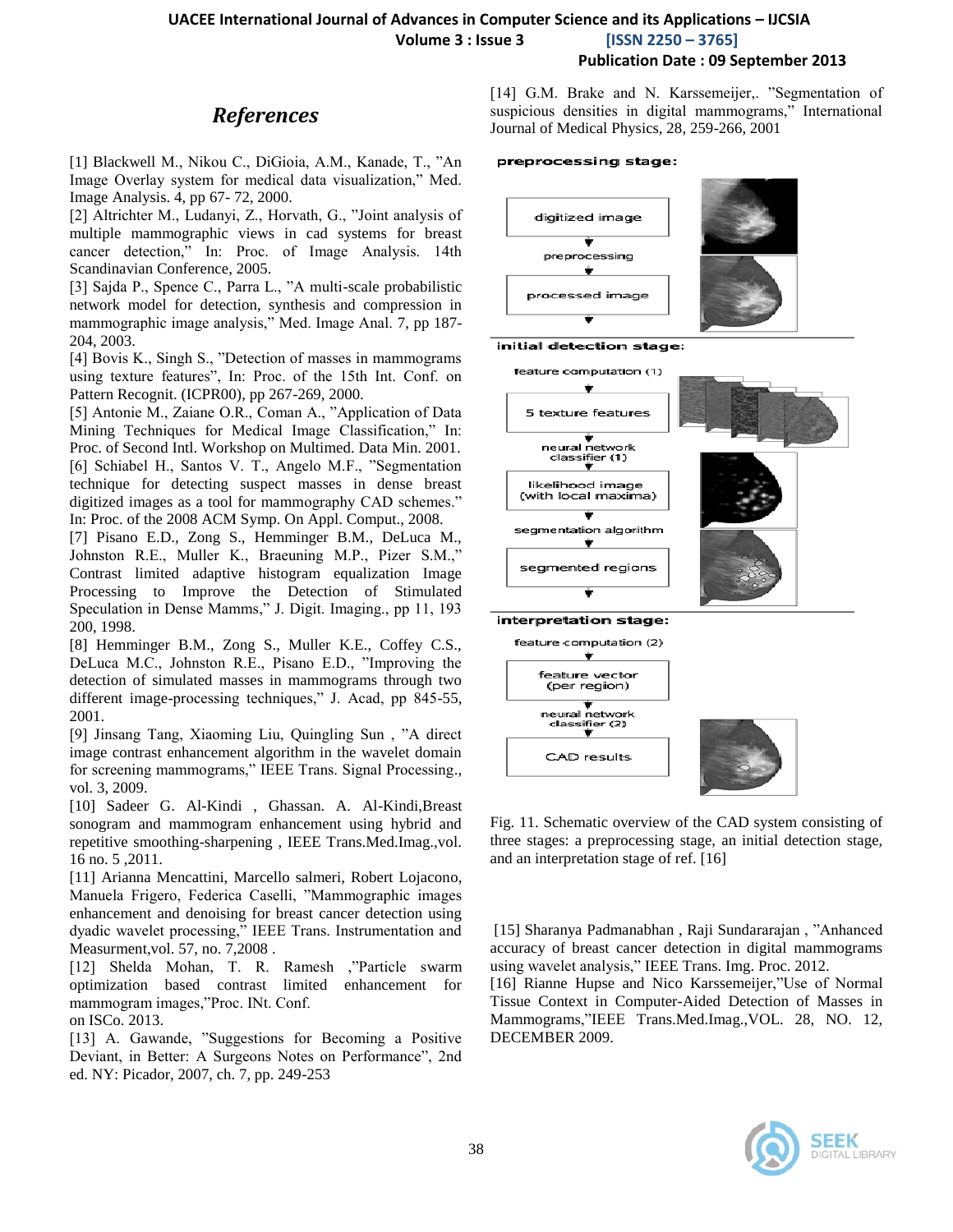# *References*

[1] Blackwell M., Nikou C., DiGioia, A.M., Kanade, T., "An Image Overlay system for medical data visualization," Med. Image Analysis. 4, pp 67- 72, 2000.

[2] Altrichter M., Ludanyi, Z., Horvath, G., "Joint analysis of multiple mammographic views in cad systems for breast cancer detection," In: Proc. of Image Analysis. 14th Scandinavian Conference, 2005.

[3] Sajda P., Spence C., Parra L., "A multi-scale probabilistic network model for detection, synthesis and compression in mammographic image analysis," Med. Image Anal. 7, pp 187-204, 2003.

[4] Bovis K., Singh S., "Detection of masses in mammograms using texture features", In: Proc. of the 15th Int. Conf. on Pattern Recognit. (ICPR00), pp 267-269, 2000.

[5] Antonie M., Zaiane O.R., Coman A., "Application of Data Mining Techniques for Medical Image Classification," In: Proc. of Second Intl. Workshop on Multimed. Data Min. 2001.

[6] Schiabel H., Santos V. T., Angelo M.F., "Segmentation technique for detecting suspect masses in dense breast digitized images as a tool for mammography CAD schemes." In: Proc. of the 2008 ACM Symp. On Appl. Comput., 2008.

[7] Pisano E.D., Zong S., Hemminger B.M., DeLuca M., Johnston R.E., Muller K., Braeuning M.P., Pizer S.M.," Contrast limited adaptive histogram equalization Image Processing to Improve the Detection of Stimulated Speculation in Dense Mamms," J. Digit. Imaging., pp 11, 193 200, 1998.

[8] Hemminger B.M., Zong S., Muller K.E., Coffey C.S., DeLuca M.C., Johnston R.E., Pisano E.D., "Improving the detection of simulated masses in mammograms through two different image-processing techniques," J. Acad, pp 845-55, 2001.

[9] Jinsang Tang, Xiaoming Liu, Quingling Sun , "A direct image contrast enhancement algorithm in the wavelet domain for screening mammograms," IEEE Trans. Signal Processing., vol. 3, 2009.

[10] Sadeer G. Al-Kindi , Ghassan. A. Al-Kindi,Breast sonogram and mammogram enhancement using hybrid and repetitive smoothing-sharpening , IEEE Trans.Med.Imag.,vol. 16 no. 5 ,2011.

[11] Arianna Mencattini, Marcello salmeri, Robert Lojacono, Manuela Frigero, Federica Caselli, "Mammographic images enhancement and denoising for breast cancer detection using dyadic wavelet processing," IEEE Trans. Instrumentation and Measurment,vol. 57, no. 7,2008 .

[12] Shelda Mohan, T. R. Ramesh ,"Particle swarm optimization based contrast limited enhancement for mammogram images,"Proc. INt. Conf. on ISCo. 2013.

[13] A. Gawande, "Suggestions for Becoming a Positive Deviant, in Better: A Surgeons Notes on Performance", 2nd ed. NY: Picador, 2007, ch. 7, pp. 249-253

[14] G.M. Brake and N. Karssemeijer,. "Segmentation of suspicious densities in digital mammograms," International Journal of Medical Physics, 28, 259-266, 2001

preprocessing stage:

digitized image
preprocessing
processed image

initial detection stage:

feature computation (1)
5 texture features
neural network classifier (1)
likelihood image (with local maxima)
segmentation algorithm
segmented regions

interpretation stage:

feature computation (2)
feature vector (per region)
neural network classifier (2)
CAD results

Fig. 11. Schematic overview of the CAD system consisting of three stages: a preprocessing stage, an initial detection stage, and an interpretation stage of ref. [16]

[15] Sharanya Padmanabhan , Raji Sundararajan , "Anhanced accuracy of breast cancer detection in digital mammograms using wavelet analysis," IEEE Trans. Img. Proc. 2012.

[16] Rianne Hupse and Nico Karssemeijer,"Use of Normal Tissue Context in Computer-Aided Detection of Masses in Mammograms,"IEEE Trans.Med.Imag.,VOL. 28, NO. 12, DECEMBER 2009.